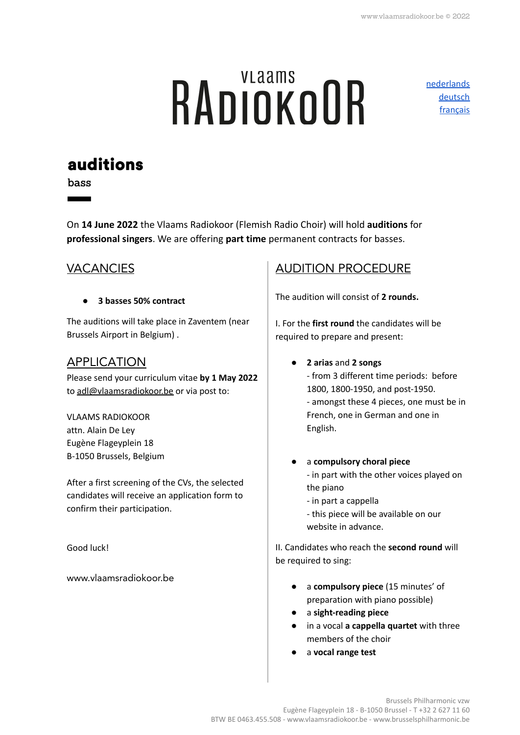# VLAAMS RADIOKOOR

[nederlands](#)
[deutsch](#)
[français](#)

## auditions

bass

On **14 June 2022** the Vlaams Radiokoor (Flemish Radio Choir) will hold **auditions** for **professional singers**. We are offering **part time** permanent contracts for basses.

### VACANCIES

- **3 basses 50% contract**

The auditions will take place in Zaventem (near Brussels Airport in Belgium) .

### APPLICATION

Please send your curriculum vitae **by 1 May 2022** to [adl@vlaamsradiokoor.be](mailto:adl@vlaamsradiokoor.be) or via post to:

VLAAMS RADIOKOOR
attn. Alain De Ley
Eugène Flageyplein 18
B-1050 Brussels, Belgium

After a first screening of the CVs, the selected candidates will receive an application form to confirm their participation.

Good luck!

www.vlaamsradiokoor.be

### AUDITION PROCEDURE

The audition will consist of **2 rounds.**

I. For the **first round** the candidates will be required to prepare and present:

- **2 arias** and **2 songs**
  - from 3 different time periods: before 1800, 1800-1950, and post-1950.
  - amongst these 4 pieces, one must be in French, one in German and one in English.

- a **compulsory choral piece**
  - in part with the other voices played on the piano
  - in part a cappella
  - this piece will be available on our website in advance.

II. Candidates who reach the **second round** will be required to sing:

- a **compulsory piece** (15 minutes' of preparation with piano possible)
- a **sight-reading piece**
- in a vocal **a cappella quartet** with three members of the choir
- a **vocal range test**

Brussels Philharmonic vzw
Eugène Flageyplein 18 - B-1050 Brussel - T +32 2 627 11 60
BTW BE 0463.455.508 - www.vlaamsradiokoor.be - www.brusselsphilharmonic.be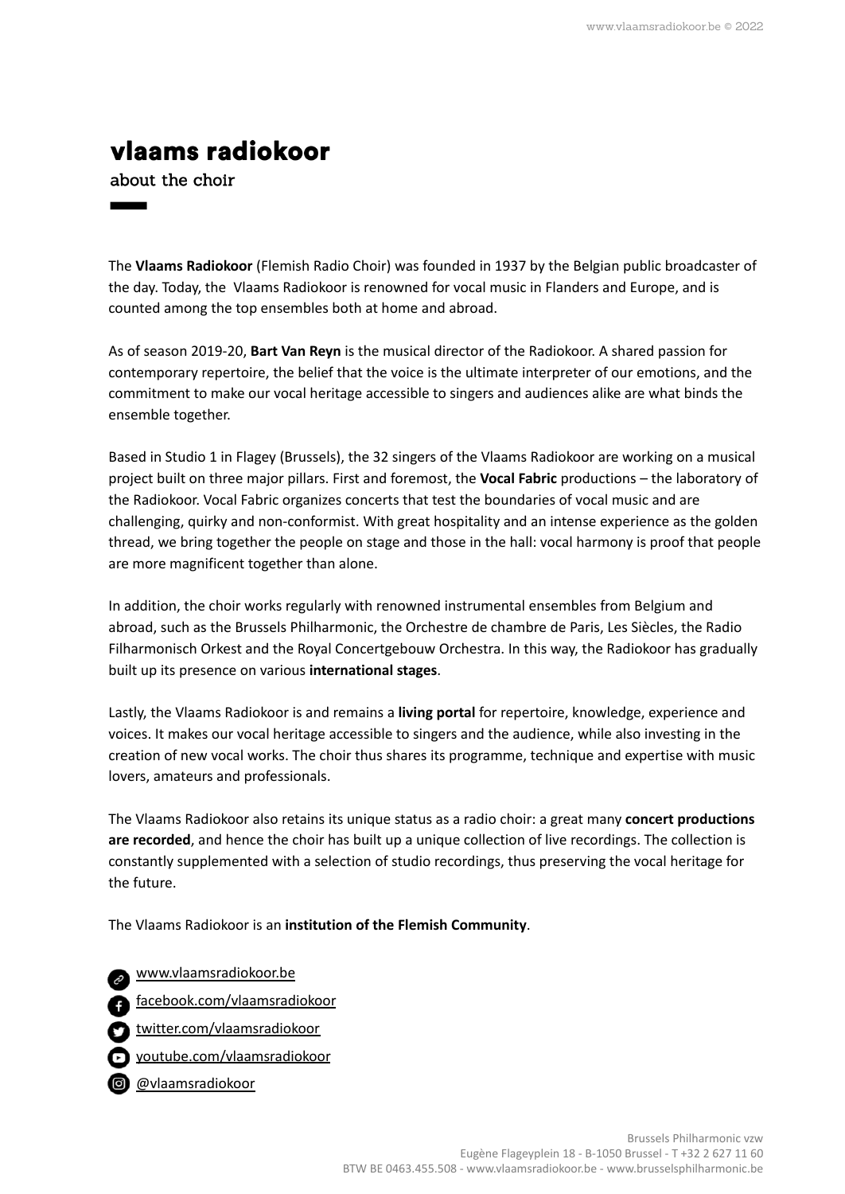# vlaams radiokoor

about the choir

The **Vlaams Radiokoor** (Flemish Radio Choir) was founded in 1937 by the Belgian public broadcaster of the day. Today, the Vlaams Radiokoor is renowned for vocal music in Flanders and Europe, and is counted among the top ensembles both at home and abroad.

As of season 2019-20, **Bart Van Reyn** is the musical director of the Radiokoor. A shared passion for contemporary repertoire, the belief that the voice is the ultimate interpreter of our emotions, and the commitment to make our vocal heritage accessible to singers and audiences alike are what binds the ensemble together.

Based in Studio 1 in Flagey (Brussels), the 32 singers of the Vlaams Radiokoor are working on a musical project built on three major pillars. First and foremost, the **Vocal Fabric** productions – the laboratory of the Radiokoor. Vocal Fabric organizes concerts that test the boundaries of vocal music and are challenging, quirky and non-conformist. With great hospitality and an intense experience as the golden thread, we bring together the people on stage and those in the hall: vocal harmony is proof that people are more magnificent together than alone.

In addition, the choir works regularly with renowned instrumental ensembles from Belgium and abroad, such as the Brussels Philharmonic, the Orchestre de chambre de Paris, Les Siècles, the Radio Filharmonisch Orkest and the Royal Concertgebouw Orchestra. In this way, the Radiokoor has gradually built up its presence on various **international stages**.

Lastly, the Vlaams Radiokoor is and remains a **living portal** for repertoire, knowledge, experience and voices. It makes our vocal heritage accessible to singers and the audience, while also investing in the creation of new vocal works. The choir thus shares its programme, technique and expertise with music lovers, amateurs and professionals.

The Vlaams Radiokoor also retains its unique status as a radio choir: a great many **concert productions are recorded**, and hence the choir has built up a unique collection of live recordings. The collection is constantly supplemented with a selection of studio recordings, thus preserving the vocal heritage for the future.

The Vlaams Radiokoor is an **institution of the Flemish Community**.

- www.vlaamsradiokoor.be
- facebook.com/vlaamsradiokoor
- twitter.com/vlaamsradiokoor
- youtube.com/vlaamsradiokoor
- @vlaamsradiokoor

Brussels Philharmonic vzw
Eugène Flageyplein 18 - B-1050 Brussel - T +32 2 627 11 60
BTW BE 0463.455.508 - www.vlaamsradiokoor.be - www.brusselsphilharmonic.be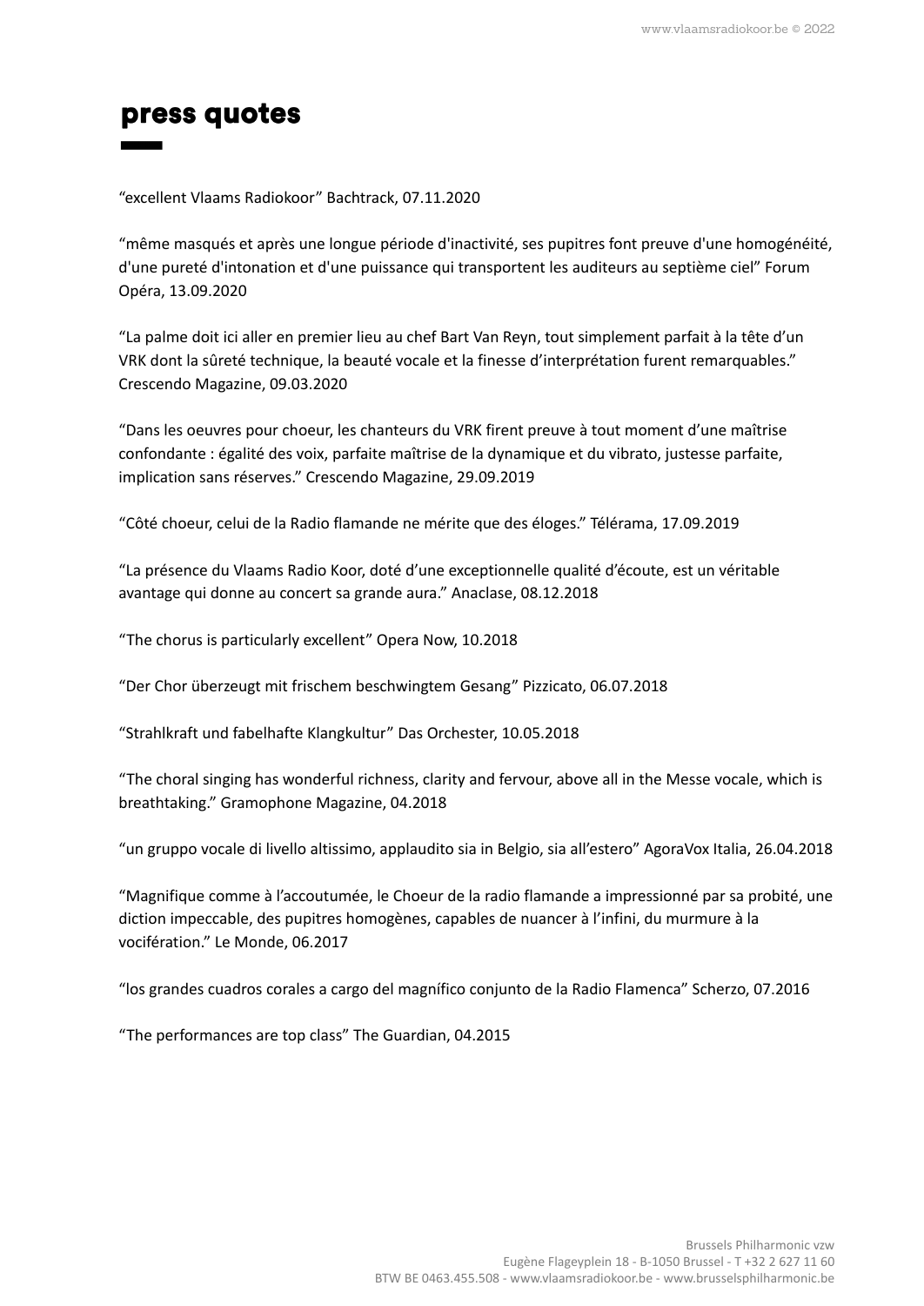# press quotes

“excellent Vlaams Radiokoor” Bachtrack, 07.11.2020

“même masqués et après une longue période d'inactivité, ses pupitres font preuve d'une homogénéité, d'une pureté d'intonation et d'une puissance qui transportent les auditeurs au septième ciel” Forum Opéra, 13.09.2020

“La palme doit ici aller en premier lieu au chef Bart Van Reyn, tout simplement parfait à la tête d’un VRK dont la sûreté technique, la beauté vocale et la finesse d’interprétation furent remarquables.” Crescendo Magazine, 09.03.2020

“Dans les oeuvres pour choeur, les chanteurs du VRK firent preuve à tout moment d’une maîtrise confondante : égalité des voix, parfaite maîtrise de la dynamique et du vibrato, justesse parfaite, implication sans réserves.” Crescendo Magazine, 29.09.2019

“Côté choeur, celui de la Radio flamande ne mérite que des éloges.” Télérama, 17.09.2019

“La présence du Vlaams Radio Koor, doté d’une exceptionnelle qualité d’écoute, est un véritable avantage qui donne au concert sa grande aura.” Anaclase, 08.12.2018

“The chorus is particularly excellent” Opera Now, 10.2018

“Der Chor überzeugt mit frischem beschwingtem Gesang” Pizzicato, 06.07.2018

“Strahlkraft und fabelhafte Klangkultur” Das Orchester, 10.05.2018

“The choral singing has wonderful richness, clarity and fervour, above all in the Messe vocale, which is breathtaking.” Gramophone Magazine, 04.2018

“un gruppo vocale di livello altissimo, applaudito sia in Belgio, sia all’estero” AgoraVox Italia, 26.04.2018

“Magnifique comme à l’accoutumée, le Choeur de la radio flamande a impressionné par sa probité, une diction impeccable, des pupitres homogènes, capables de nuancer à l’infini, du murmure à la vocifération.” Le Monde, 06.2017

“los grandes cuadros corales a cargo del magnífico conjunto de la Radio Flamenca” Scherzo, 07.2016

“The performances are top class” The Guardian, 04.2015